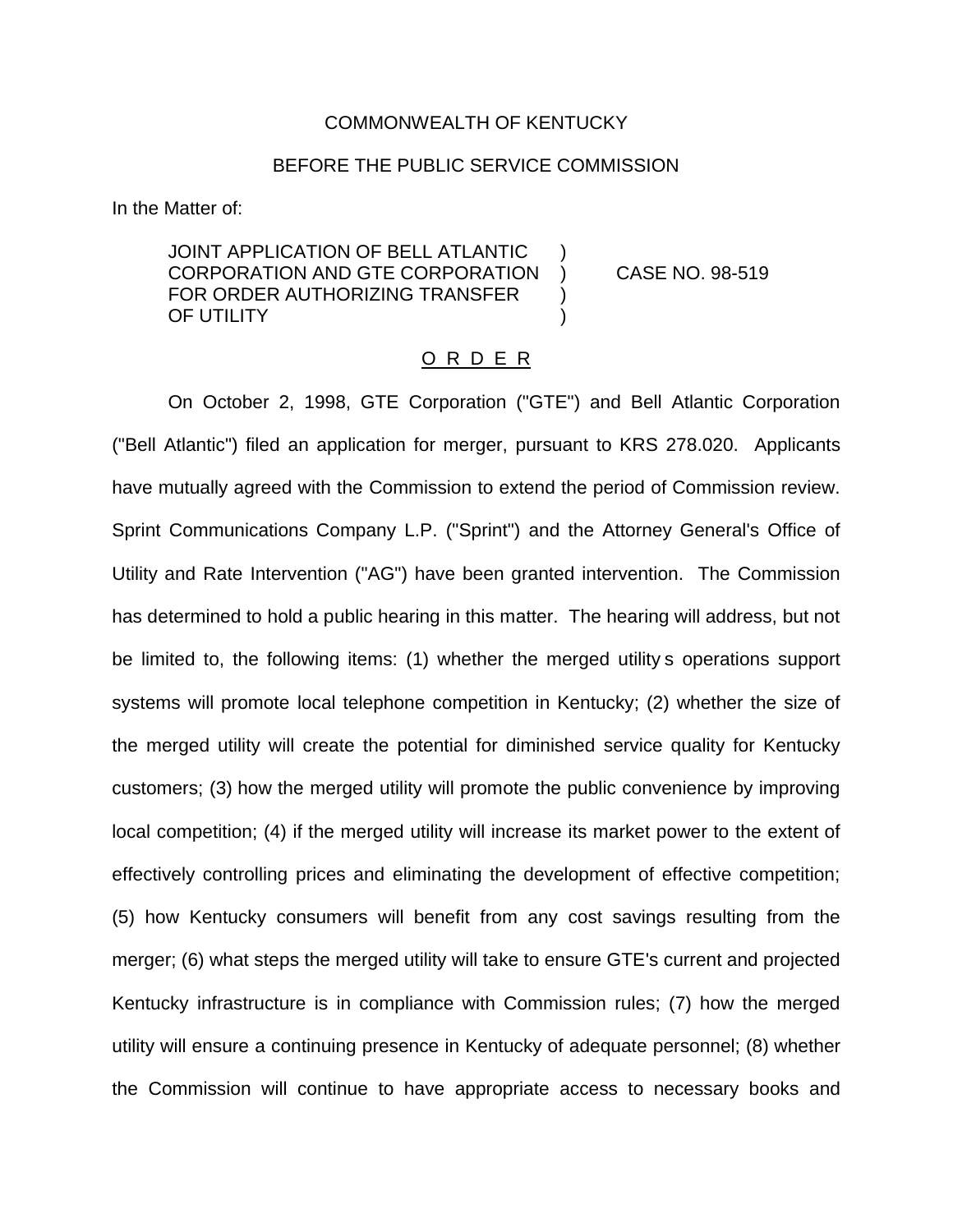COMMONWEALTH OF KENTUCKY

BEFORE THE PUBLIC SERVICE COMMISSION

In the Matter of:

JOINT APPLICATION OF BELL ATLANTIC CORPORATION AND GTE CORPORATION FOR ORDER AUTHORIZING TRANSFER OF UTILITY ) CASE NO. 98-519

O R D E R

On October 2, 1998, GTE Corporation ("GTE") and Bell Atlantic Corporation ("Bell Atlantic") filed an application for merger, pursuant to KRS 278.020. Applicants have mutually agreed with the Commission to extend the period of Commission review. Sprint Communications Company L.P. ("Sprint") and the Attorney General's Office of Utility and Rate Intervention ("AG") have been granted intervention. The Commission has determined to hold a public hearing in this matter. The hearing will address, but not be limited to, the following items: (1) whether the merged utility s operations support systems will promote local telephone competition in Kentucky; (2) whether the size of the merged utility will create the potential for diminished service quality for Kentucky customers; (3) how the merged utility will promote the public convenience by improving local competition; (4) if the merged utility will increase its market power to the extent of effectively controlling prices and eliminating the development of effective competition; (5) how Kentucky consumers will benefit from any cost savings resulting from the merger; (6) what steps the merged utility will take to ensure GTE's current and projected Kentucky infrastructure is in compliance with Commission rules; (7) how the merged utility will ensure a continuing presence in Kentucky of adequate personnel; (8) whether the Commission will continue to have appropriate access to necessary books and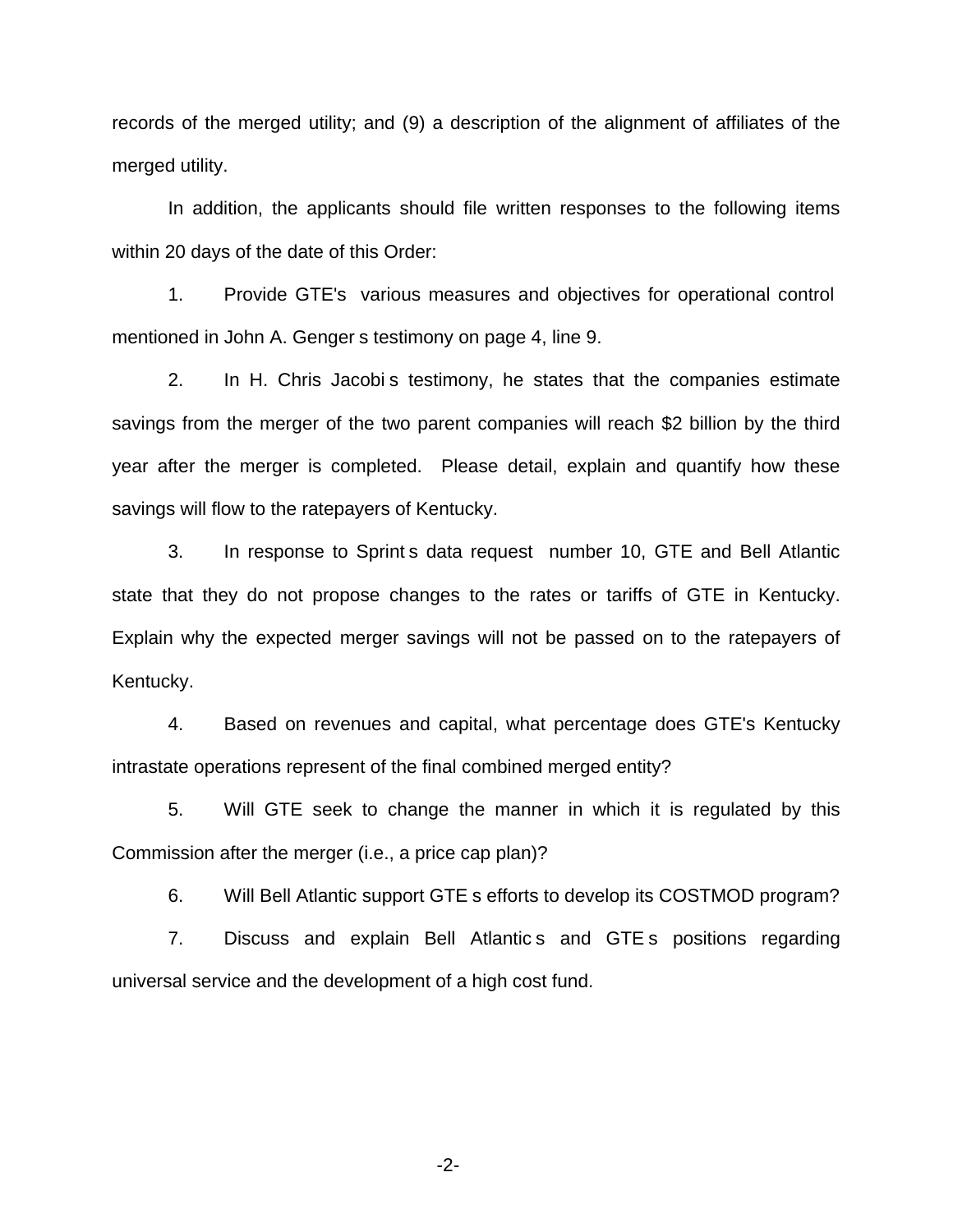records of the merged utility; and (9) a description of the alignment of affiliates of the merged utility.

In addition, the applicants should file written responses to the following items within 20 days of the date of this Order:

1. Provide GTE's various measures and objectives for operational control mentioned in John A. Genger s testimony on page 4, line 9.

2. In H. Chris Jacobi s testimony, he states that the companies estimate savings from the merger of the two parent companies will reach $2 billion by the third year after the merger is completed. Please detail, explain and quantify how these savings will flow to the ratepayers of Kentucky.

3. In response to Sprint s data request number 10, GTE and Bell Atlantic state that they do not propose changes to the rates or tariffs of GTE in Kentucky. Explain why the expected merger savings will not be passed on to the ratepayers of Kentucky.

4. Based on revenues and capital, what percentage does GTE's Kentucky intrastate operations represent of the final combined merged entity?

5. Will GTE seek to change the manner in which it is regulated by this Commission after the merger (i.e., a price cap plan)?

6. Will Bell Atlantic support GTE s efforts to develop its COSTMOD program?

7. Discuss and explain Bell Atlantic s and GTE s positions regarding universal service and the development of a high cost fund.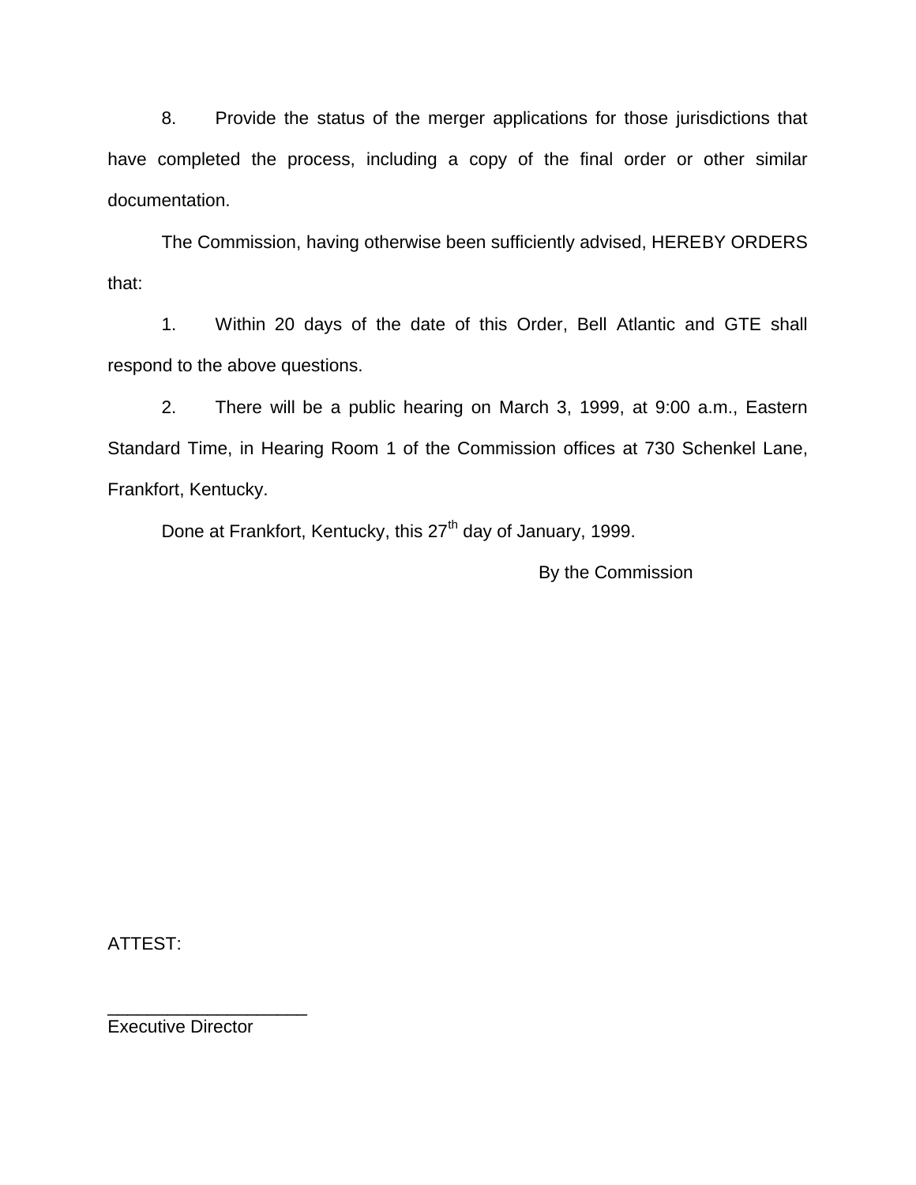8. Provide the status of the merger applications for those jurisdictions that have completed the process, including a copy of the final order or other similar documentation.

The Commission, having otherwise been sufficiently advised, HEREBY ORDERS that:

1. Within 20 days of the date of this Order, Bell Atlantic and GTE shall respond to the above questions.

2. There will be a public hearing on March 3, 1999, at 9:00 a.m., Eastern Standard Time, in Hearing Room 1 of the Commission offices at 730 Schenkel Lane, Frankfort, Kentucky.

Done at Frankfort, Kentucky, this 27th day of January, 1999.

By the Commission

ATTEST:

____________________
Executive Director